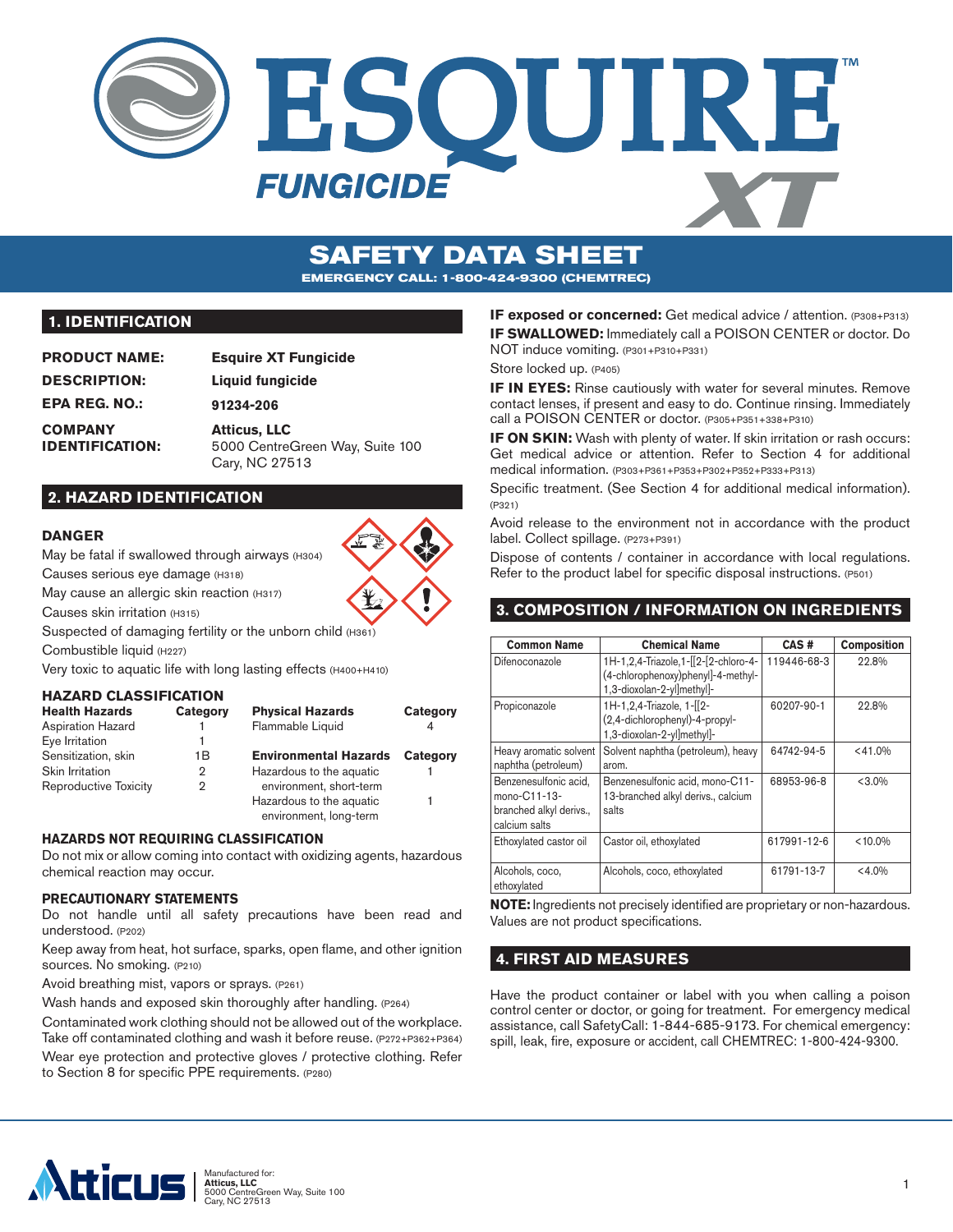# ESQUIRE™ FUNGICIDE XT

## SAFETY DATA SHEET

**EMERGENCY CALL: 1-800-424-9300 (CHEMTREC)**

## 1. IDENTIFICATION

| | |
|---|---|
| **PRODUCT NAME:** | **Esquire XT Fungicide** |
| **DESCRIPTION:** | **Liquid fungicide** |
| **EPA REG. NO.:** | **91234-206** |
| **COMPANY IDENTIFICATION:** | **Atticus, LLC** 5000 CentreGreen Way, Suite 100 Cary, NC 27513 |

## 2. HAZARD IDENTIFICATION

### DANGER

May be fatal if swallowed through airways (H304)

Causes serious eye damage (H318)

May cause an allergic skin reaction (H317)

Causes skin irritation (H315)

Suspected of damaging fertility or the unborn child (H361)

Combustible liquid (H227)

Very toxic to aquatic life with long lasting effects (H400+H410)

### HAZARD CLASSIFICATION

| Health Hazards | Category | Physical Hazards | Category |
|---|---|---|---|
| Aspiration Hazard | 1 | Flammable Liquid | 4 |
| Eye Irritation | 1 | | |
| Sensitization, skin | 1B | **Environmental Hazards** | **Category** |
| Skin Irritation | 2 | Hazardous to the aquatic environment, short-term | 1 |
| Reproductive Toxicity | 2 | Hazardous to the aquatic environment, long-term | 1 |

### HAZARDS NOT REQUIRING CLASSIFICATION

Do not mix or allow coming into contact with oxidizing agents, hazardous chemical reaction may occur.

### PRECAUTIONARY STATEMENTS

Do not handle until all safety precautions have been read and understood. (P202)

Keep away from heat, hot surface, sparks, open flame, and other ignition sources. No smoking. (P210)

Avoid breathing mist, vapors or sprays. (P261)

Wash hands and exposed skin thoroughly after handling. (P264)

Contaminated work clothing should not be allowed out of the workplace. Take off contaminated clothing and wash it before reuse. (P272+P362+P364)

Wear eye protection and protective gloves / protective clothing. Refer to Section 8 for specific PPE requirements. (P280)

**IF exposed or concerned:** Get medical advice / attention. (P308+P313)

**IF SWALLOWED:** Immediately call a POISON CENTER or doctor. Do NOT induce vomiting. (P301+P310+P331)

Store locked up. (P405)

**IF IN EYES:** Rinse cautiously with water for several minutes. Remove contact lenses, if present and easy to do. Continue rinsing. Immediately call a POISON CENTER or doctor. (P305+P351+338+P310)

**IF ON SKIN:** Wash with plenty of water. If skin irritation or rash occurs: Get medical advice or attention. Refer to Section 4 for additional medical information. (P303+P361+P353+P302+P352+P333+P313)

Specific treatment. (See Section 4 for additional medical information). (P321)

Avoid release to the environment not in accordance with the product label. Collect spillage. (P273+P391)

Dispose of contents / container in accordance with local regulations. Refer to the product label for specific disposal instructions. (P501)

## 3. COMPOSITION / INFORMATION ON INGREDIENTS

| Common Name | Chemical Name | CAS # | Composition |
|---|---|---|---|
| Difenoconazole | 1H-1,2,4-Triazole,1-[[2-[2-chloro-4-(4-chlorophenoxy)phenyl]-4-methyl-1,3-dioxolan-2-yl]methyl]- | 119446-68-3 | 22.8% |
| Propiconazole | 1H-1,2,4-Triazole, 1-[[2-(2,4-dichlorophenyl)-4-propyl-1,3-dioxolan-2-yl]methyl]- | 60207-90-1 | 22.8% |
| Heavy aromatic solvent naphtha (petroleum) | Solvent naphtha (petroleum), heavy arom. | 64742-94-5 | <41.0% |
| Benzenesulfonic acid, mono-C11-13-branched alkyl derivs., calcium salts | Benzenesulfonic acid, mono-C11-13-branched alkyl derivs., calcium salts | 68953-96-8 | <3.0% |
| Ethoxylated castor oil | Castor oil, ethoxylated | 617991-12-6 | <10.0% |
| Alcohols, coco, ethoxylated | Alcohols, coco, ethoxylated | 61791-13-7 | <4.0% |

**NOTE:** Ingredients not precisely identified are proprietary or non-hazardous. Values are not product specifications.

## 4. FIRST AID MEASURES

Have the product container or label with you when calling a poison control center or doctor, or going for treatment. For emergency medical assistance, call SafetyCall: 1-844-685-9173. For chemical emergency: spill, leak, fire, exposure or accident, call CHEMTREC: 1-800-424-9300.

Manufactured for:
**Atticus, LLC**
5000 CentreGreen Way, Suite 100
Cary, NC 27513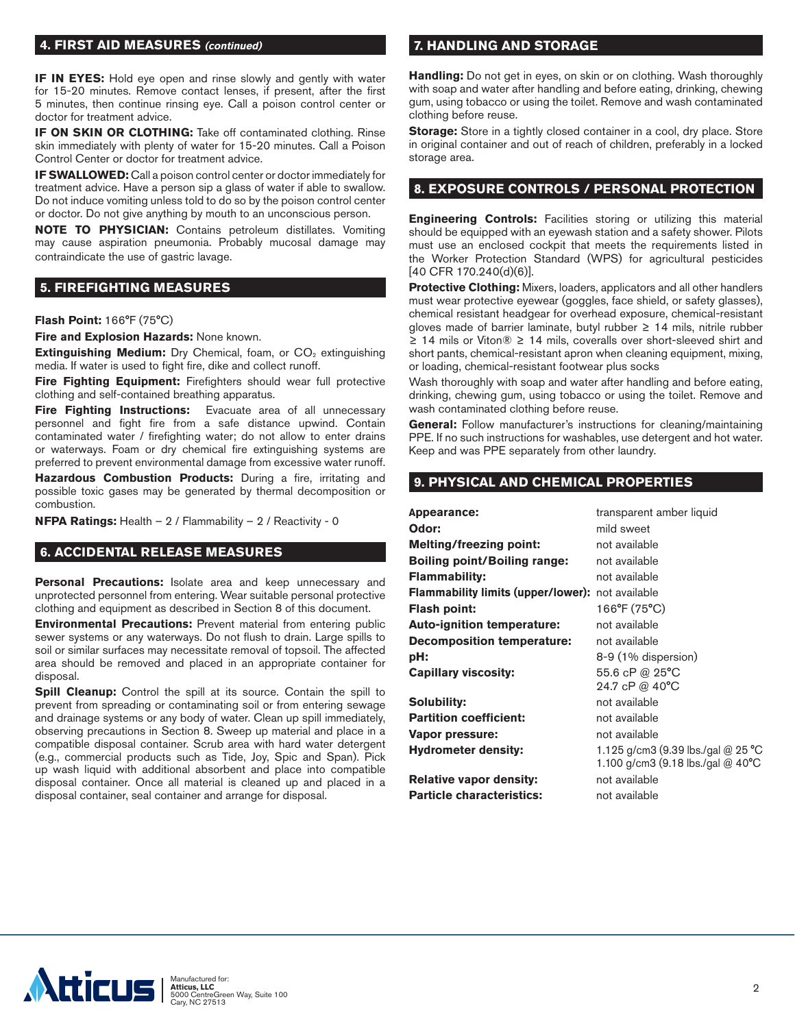## 4. FIRST AID MEASURES *(continued)*

**IF IN EYES:** Hold eye open and rinse slowly and gently with water for 15-20 minutes. Remove contact lenses, if present, after the first 5 minutes, then continue rinsing eye. Call a poison control center or doctor for treatment advice.

**IF ON SKIN OR CLOTHING:** Take off contaminated clothing. Rinse skin immediately with plenty of water for 15-20 minutes. Call a Poison Control Center or doctor for treatment advice.

**IF SWALLOWED:** Call a poison control center or doctor immediately for treatment advice. Have a person sip a glass of water if able to swallow. Do not induce vomiting unless told to do so by the poison control center or doctor. Do not give anything by mouth to an unconscious person.

**NOTE TO PHYSICIAN:** Contains petroleum distillates. Vomiting may cause aspiration pneumonia. Probably mucosal damage may contraindicate the use of gastric lavage.

## 5. FIREFIGHTING MEASURES

**Flash Point:** 166°F (75°C)

**Fire and Explosion Hazards:** None known.

**Extinguishing Medium:** Dry Chemical, foam, or $CO_2$ extinguishing media. If water is used to fight fire, dike and collect runoff.

**Fire Fighting Equipment:** Firefighters should wear full protective clothing and self-contained breathing apparatus.

**Fire Fighting Instructions:** Evacuate area of all unnecessary personnel and fight fire from a safe distance upwind. Contain contaminated water / firefighting water; do not allow to enter drains or waterways. Foam or dry chemical fire extinguishing systems are preferred to prevent environmental damage from excessive water runoff.

**Hazardous Combustion Products:** During a fire, irritating and possible toxic gases may be generated by thermal decomposition or combustion.

**NFPA Ratings:** Health – 2 / Flammability – 2 / Reactivity - 0

## 6. ACCIDENTAL RELEASE MEASURES

**Personal Precautions:** Isolate area and keep unnecessary and unprotected personnel from entering. Wear suitable personal protective clothing and equipment as described in Section 8 of this document.

**Environmental Precautions:** Prevent material from entering public sewer systems or any waterways. Do not flush to drain. Large spills to soil or similar surfaces may necessitate removal of topsoil. The affected area should be removed and placed in an appropriate container for disposal.

**Spill Cleanup:** Control the spill at its source. Contain the spill to prevent from spreading or contaminating soil or from entering sewage and drainage systems or any body of water. Clean up spill immediately, observing precautions in Section 8. Sweep up material and place in a compatible disposal container. Scrub area with hard water detergent (e.g., commercial products such as Tide, Joy, Spic and Span). Pick up wash liquid with additional absorbent and place into compatible disposal container. Once all material is cleaned up and placed in a disposal container, seal container and arrange for disposal.

## 7. HANDLING AND STORAGE

**Handling:** Do not get in eyes, on skin or on clothing. Wash thoroughly with soap and water after handling and before eating, drinking, chewing gum, using tobacco or using the toilet. Remove and wash contaminated clothing before reuse.

**Storage:** Store in a tightly closed container in a cool, dry place. Store in original container and out of reach of children, preferably in a locked storage area.

## 8. EXPOSURE CONTROLS / PERSONAL PROTECTION

**Engineering Controls:** Facilities storing or utilizing this material should be equipped with an eyewash station and a safety shower. Pilots must use an enclosed cockpit that meets the requirements listed in the Worker Protection Standard (WPS) for agricultural pesticides [40 CFR 170.240(d)(6)].

**Protective Clothing:** Mixers, loaders, applicators and all other handlers must wear protective eyewear (goggles, face shield, or safety glasses), chemical resistant headgear for overhead exposure, chemical-resistant gloves made of barrier laminate, butyl rubber ≥ 14 mils, nitrile rubber ≥ 14 mils or Viton® ≥ 14 mils, coveralls over short-sleeved shirt and short pants, chemical-resistant apron when cleaning equipment, mixing, or loading, chemical-resistant footwear plus socks

Wash thoroughly with soap and water after handling and before eating, drinking, chewing gum, using tobacco or using the toilet. Remove and wash contaminated clothing before reuse.

**General:** Follow manufacturer's instructions for cleaning/maintaining PPE. If no such instructions for washables, use detergent and hot water. Keep and was PPE separately from other laundry.

## 9. PHYSICAL AND CHEMICAL PROPERTIES

| Property | Value |
|---|---|
| **Appearance:** | transparent amber liquid |
| **Odor:** | mild sweet |
| **Melting/freezing point:** | not available |
| **Boiling point/Boiling range:** | not available |
| **Flammability:** | not available |
| **Flammability limits (upper/lower):** | not available |
| **Flash point:** | 166°F (75°C) |
| **Auto-ignition temperature:** | not available |
| **Decomposition temperature:** | not available |
| **pH:** | 8-9 (1% dispersion) |
| **Capillary viscosity:** | 55.6 cP @ 25°C<br>24.7 cP @ 40°C |
| **Solubility:** | not available |
| **Partition coefficient:** | not available |
| **Vapor pressure:** | not available |
| **Hydrometer density:** | 1.125 g/cm3 (9.39 lbs./gal @ 25 °C<br>1.100 g/cm3 (9.18 lbs./gal @ 40°C |
| **Relative vapor density:** | not available |
| **Particle characteristics:** | not available |

Manufactured for:
**Atticus, LLC**
5000 CentreGreen Way, Suite 100
Cary, NC 27513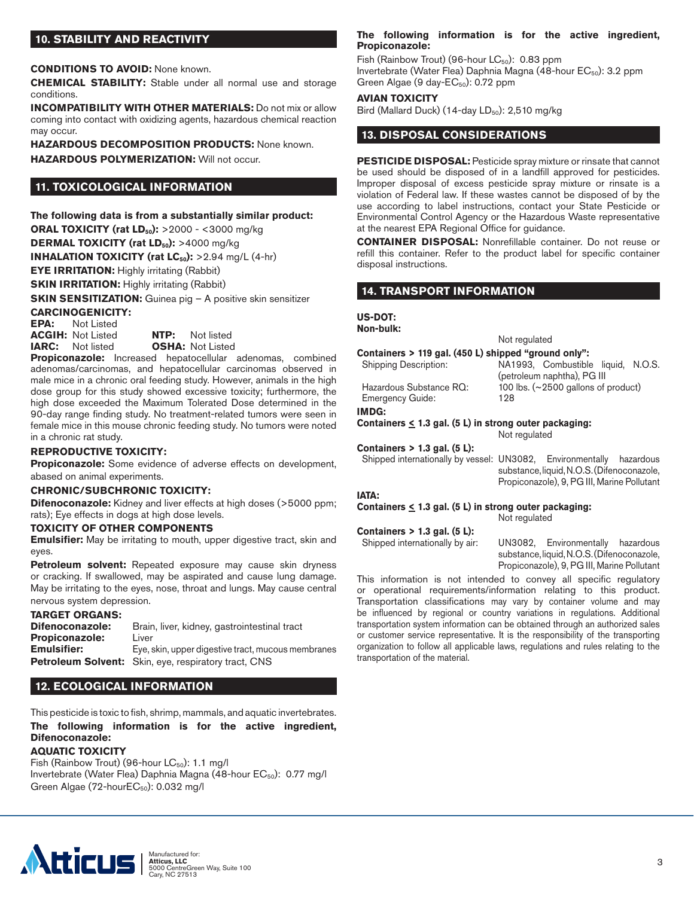## 10. STABILITY AND REACTIVITY

**CONDITIONS TO AVOID:** None known.

**CHEMICAL STABILITY:** Stable under all normal use and storage conditions.

**INCOMPATIBILITY WITH OTHER MATERIALS:** Do not mix or allow coming into contact with oxidizing agents, hazardous chemical reaction may occur.

**HAZARDOUS DECOMPOSITION PRODUCTS:** None known.

**HAZARDOUS POLYMERIZATION:** Will not occur.

## 11. TOXICOLOGICAL INFORMATION

**The following data is from a substantially similar product:**

**ORAL TOXICITY (rat $LD_{50}$):** >2000 - <3000 mg/kg

**DERMAL TOXICITY (rat $LD_{50}$):** >4000 mg/kg

**INHALATION TOXICITY (rat $LC_{50}$):** >2.94 mg/L (4-hr)

**EYE IRRITATION:** Highly irritating (Rabbit)

**SKIN IRRITATION:** Highly irritating (Rabbit)

**SKIN SENSITIZATION:** Guinea pig – A positive skin sensitizer

**CARCINOGENICITY:**

| | | | |
|---|---|---|---|
| **EPA:** | Not Listed | | |
| **ACGIH:** | Not Listed | **NTP:** | Not listed |
| **IARC:** | Not listed | **OSHA:** | Not Listed |

**Propiconazole:** Increased hepatocellular adenomas, combined adenomas/carcinomas, and hepatocellular carcinomas observed in male mice in a chronic oral feeding study. However, animals in the high dose group for this study showed excessive toxicity; furthermore, the high dose exceeded the Maximum Tolerated Dose determined in the 90-day range finding study. No treatment-related tumors were seen in female mice in this mouse chronic feeding study. No tumors were noted in a chronic rat study.

**REPRODUCTIVE TOXICITY:**

**Propiconazole:** Some evidence of adverse effects on development, abased on animal experiments.

**CHRONIC/SUBCHRONIC TOXICITY:**

**Difenoconazole:** Kidney and liver effects at high doses (>5000 ppm; rats); Eye effects in dogs at high dose levels.

**TOXICITY OF OTHER COMPONENTS**

**Emulsifier:** May be irritating to mouth, upper digestive tract, skin and eyes.

**Petroleum solvent:** Repeated exposure may cause skin dryness or cracking. If swallowed, may be aspirated and cause lung damage. May be irritating to the eyes, nose, throat and lungs. May cause central nervous system depression.

**TARGET ORGANS:**

| | |
|---|---|
| **Difenoconazole:** | Brain, liver, kidney, gastrointestinal tract |
| **Propiconazole:** | Liver |
| **Emulsifier:** | Eye, skin, upper digestive tract, mucous membranes |
| **Petroleum Solvent:** | Skin, eye, respiratory tract, CNS |

## 12. ECOLOGICAL INFORMATION

This pesticide is toxic to fish, shrimp, mammals, and aquatic invertebrates.

**The following information is for the active ingredient, Difenoconazole:**

**AQUATIC TOXICITY**

Fish (Rainbow Trout) (96-hour $LC_{50}$): 1.1 mg/l
Invertebrate (Water Flea) Daphnia Magna (48-hour $EC_{50}$): 0.77 mg/l
Green Algae (72-hour$EC_{50}$): 0.032 mg/l

**The following information is for the active ingredient, Propiconazole:**

Fish (Rainbow Trout) (96-hour $LC_{50}$): 0.83 ppm
Invertebrate (Water Flea) Daphnia Magna (48-hour $EC_{50}$): 3.2 ppm
Green Algae (9 day-$EC_{50}$): 0.72 ppm

**AVIAN TOXICITY**

Bird (Mallard Duck) (14-day $LD_{50}$): 2,510 mg/kg

## 13. DISPOSAL CONSIDERATIONS

**PESTICIDE DISPOSAL:** Pesticide spray mixture or rinsate that cannot be used should be disposed of in a landfill approved for pesticides. Improper disposal of excess pesticide spray mixture or rinsate is a violation of Federal law. If these wastes cannot be disposed of by the use according to label instructions, contact your State Pesticide or Environmental Control Agency or the Hazardous Waste representative at the nearest EPA Regional Office for guidance.

**CONTAINER DISPOSAL:** Nonrefillable container. Do not reuse or refill this container. Refer to the product label for specific container disposal instructions.

## 14. TRANSPORT INFORMATION

**US-DOT:**

**Non-bulk:**

Not regulated

**Containers > 119 gal. (450 L) shipped "ground only":**

| | |
|---|---|
| Shipping Description: | NA1993, Combustible liquid, N.O.S. (petroleum naphtha), PG III |
| Hazardous Substance RQ: | 100 lbs. (~2500 gallons of product) |
| Emergency Guide: | 128 |

**IMDG:**

**Containers ≤ 1.3 gal. (5 L) in strong outer packaging:**

Not regulated

**Containers > 1.3 gal. (5 L):**

| | |
|---|---|
| Shipped internationally by vessel: | UN3082, Environmentally hazardous substance, liquid, N.O.S. (Difenoconazole, Propiconazole), 9, PG III, Marine Pollutant |

**IATA:**

**Containers ≤ 1.3 gal. (5 L) in strong outer packaging:**

Not regulated

**Containers > 1.3 gal. (5 L):**

| | |
|---|---|
| Shipped internationally by air: | UN3082, Environmentally hazardous substance, liquid, N.O.S. (Difenoconazole, Propiconazole), 9, PG III, Marine Pollutant |

This information is not intended to convey all specific regulatory or operational requirements/information relating to this product. Transportation classifications may vary by container volume and may be influenced by regional or country variations in regulations. Additional transportation system information can be obtained through an authorized sales or customer service representative. It is the responsibility of the transporting organization to follow all applicable laws, regulations and rules relating to the transportation of the material.

Manufactured for:
**Atticus, LLC**
5000 CentreGreen Way, Suite 100
Cary, NC 27513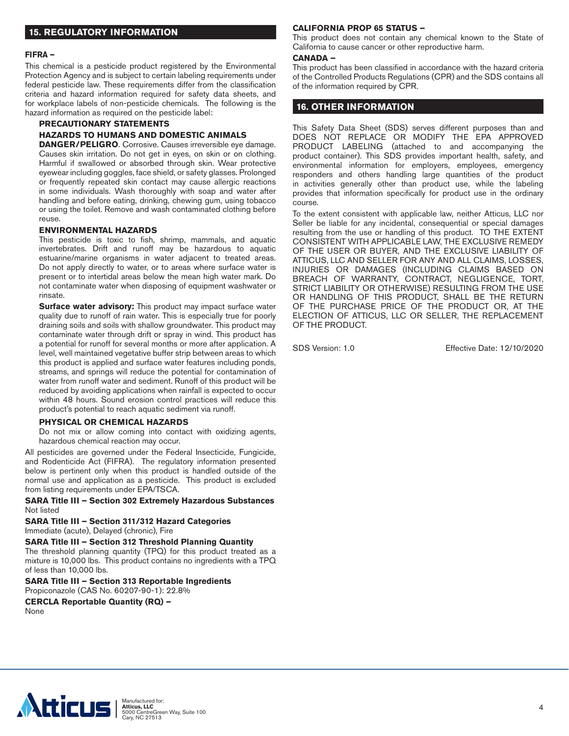## 15. REGULATORY INFORMATION

**FIFRA –**

This chemical is a pesticide product registered by the Environmental Protection Agency and is subject to certain labeling requirements under federal pesticide law. These requirements differ from the classification criteria and hazard information required for safety data sheets, and for workplace labels of non-pesticide chemicals. The following is the hazard information as required on the pesticide label:

**PRECAUTIONARY STATEMENTS**

**HAZARDS TO HUMANS AND DOMESTIC ANIMALS**

**DANGER/PELIGRO**. Corrosive. Causes irreversible eye damage. Causes skin irritation. Do not get in eyes, on skin or on clothing. Harmful if swallowed or absorbed through skin. Wear protective eyewear including goggles, face shield, or safety glasses. Prolonged or frequently repeated skin contact may cause allergic reactions in some individuals. Wash thoroughly with soap and water after handling and before eating, drinking, chewing gum, using tobacco or using the toilet. Remove and wash contaminated clothing before reuse.

**ENVIRONMENTAL HAZARDS**

This pesticide is toxic to fish, shrimp, mammals, and aquatic invertebrates. Drift and runoff may be hazardous to aquatic estuarine/marine organisms in water adjacent to treated areas. Do not apply directly to water, or to areas where surface water is present or to intertidal areas below the mean high water mark. Do not contaminate water when disposing of equipment washwater or rinsate.

**Surface water advisory:** This product may impact surface water quality due to runoff of rain water. This is especially true for poorly draining soils and soils with shallow groundwater. This product may contaminate water through drift or spray in wind. This product has a potential for runoff for several months or more after application. A level, well maintained vegetative buffer strip between areas to which this product is applied and surface water features including ponds, streams, and springs will reduce the potential for contamination of water from runoff water and sediment. Runoff of this product will be reduced by avoiding applications when rainfall is expected to occur within 48 hours. Sound erosion control practices will reduce this product's potential to reach aquatic sediment via runoff.

**PHYSICAL OR CHEMICAL HAZARDS**

Do not mix or allow coming into contact with oxidizing agents, hazardous chemical reaction may occur.

All pesticides are governed under the Federal Insecticide, Fungicide, and Rodenticide Act (FIFRA). The regulatory information presented below is pertinent only when this product is handled outside of the normal use and application as a pesticide. This product is excluded from listing requirements under EPA/TSCA.

**SARA Title III – Section 302 Extremely Hazardous Substances**
Not listed

**SARA Title III – Section 311/312 Hazard Categories**
Immediate (acute), Delayed (chronic), Fire

**SARA Title III – Section 312 Threshold Planning Quantity**
The threshold planning quantity (TPQ) for this product treated as a mixture is 10,000 lbs. This product contains no ingredients with a TPQ of less than 10,000 lbs.

**SARA Title III – Section 313 Reportable Ingredients**
Propiconazole (CAS No. 60207-90-1): 22.8%

**CERCLA Reportable Quantity (RQ) –**
None

**CALIFORNIA PROP 65 STATUS –**

This product does not contain any chemical known to the State of California to cause cancer or other reproductive harm.

**CANADA –**

This product has been classified in accordance with the hazard criteria of the Controlled Products Regulations (CPR) and the SDS contains all of the information required by CPR.

## 16. OTHER INFORMATION

This Safety Data Sheet (SDS) serves different purposes than and DOES NOT REPLACE OR MODIFY THE EPA APPROVED PRODUCT LABELING (attached to and accompanying the product container). This SDS provides important health, safety, and environmental information for employers, employees, emergency responders and others handling large quantities of the product in activities generally other than product use, while the labeling provides that information specifically for product use in the ordinary course.

To the extent consistent with applicable law, neither Atticus, LLC nor Seller be liable for any incidental, consequential or special damages resulting from the use or handling of this product. TO THE EXTENT CONSISTENT WITH APPLICABLE LAW, THE EXCLUSIVE REMEDY OF THE USER OR BUYER, AND THE EXCLUSIVE LIABILITY OF ATTICUS, LLC AND SELLER FOR ANY AND ALL CLAIMS, LOSSES, INJURIES OR DAMAGES (INCLUDING CLAIMS BASED ON BREACH OF WARRANTY, CONTRACT, NEGLIGENCE, TORT, STRICT LIABILITY OR OTHERWISE) RESULTING FROM THE USE OR HANDLING OF THIS PRODUCT, SHALL BE THE RETURN OF THE PURCHASE PRICE OF THE PRODUCT OR, AT THE ELECTION OF ATTICUS, LLC OR SELLER, THE REPLACEMENT OF THE PRODUCT.

SDS Version: 1.0 Effective Date: 12/10/2020

Manufactured for:
**Atticus, LLC**
5000 CentreGreen Way, Suite 100
Cary, NC 27513